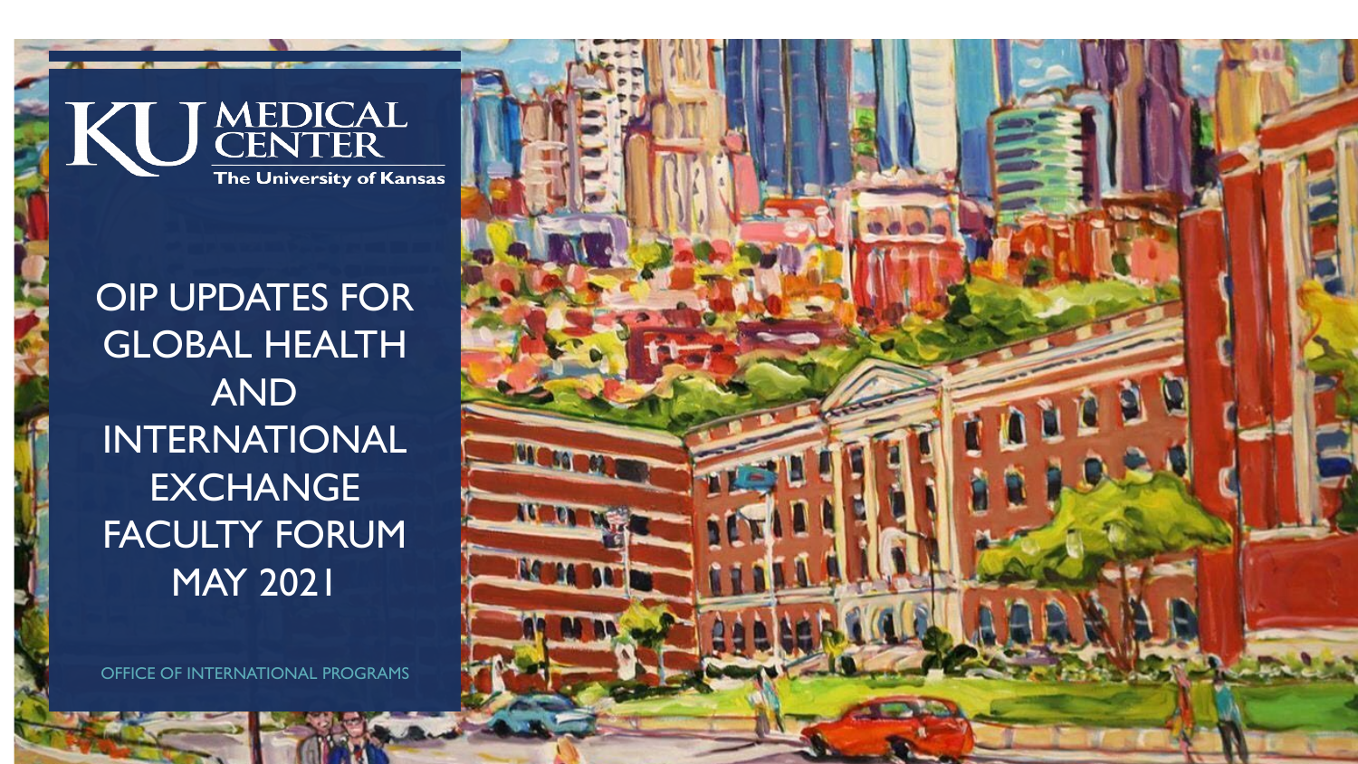KU MEDICAL CENTER
The University of Kansas

# OIP UPDATES FOR GLOBAL HEALTH AND INTERNATIONAL EXCHANGE FACULTY FORUM MAY 2021

OFFICE OF INTERNATIONAL PROGRAMS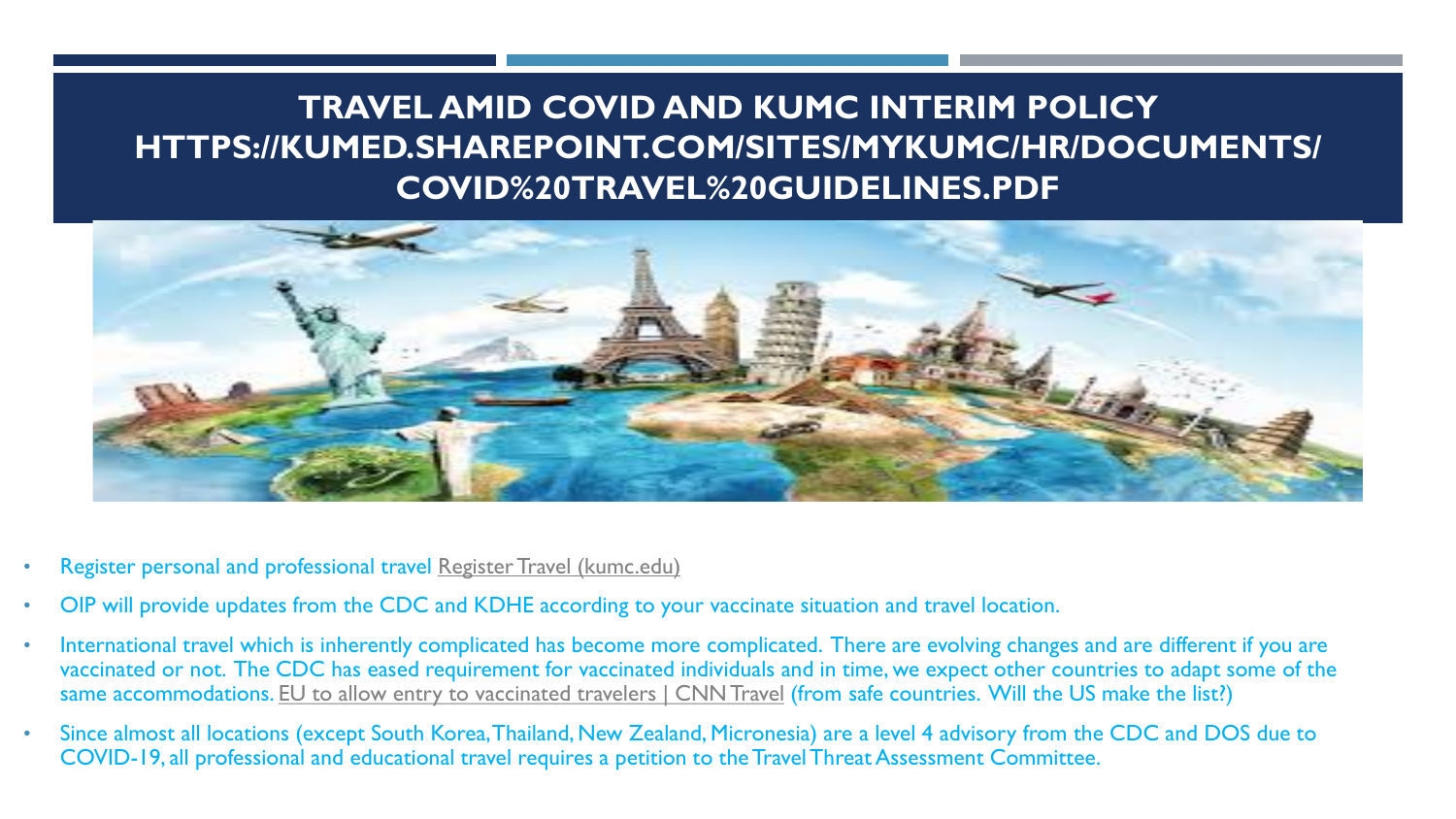# TRAVEL AMID COVID AND KUMC INTERIM POLICY HTTPS://KUMED.SHAREPOINT.COM/SITES/MYKUMC/HR/DOCUMENTS/COVID%20TRAVEL%20GUIDELINES.PDF

- Register personal and professional travel Register Travel (kumc.edu)
- OIP will provide updates from the CDC and KDHE according to your vaccinate situation and travel location.
- International travel which is inherently complicated has become more complicated. There are evolving changes and are different if you are vaccinated or not. The CDC has eased requirement for vaccinated individuals and in time, we expect other countries to adapt some of the same accommodations. EU to allow entry to vaccinated travelers | CNN Travel (from safe countries. Will the US make the list?)
- Since almost all locations (except South Korea, Thailand, New Zealand, Micronesia) are a level 4 advisory from the CDC and DOS due to COVID-19, all professional and educational travel requires a petition to the Travel Threat Assessment Committee.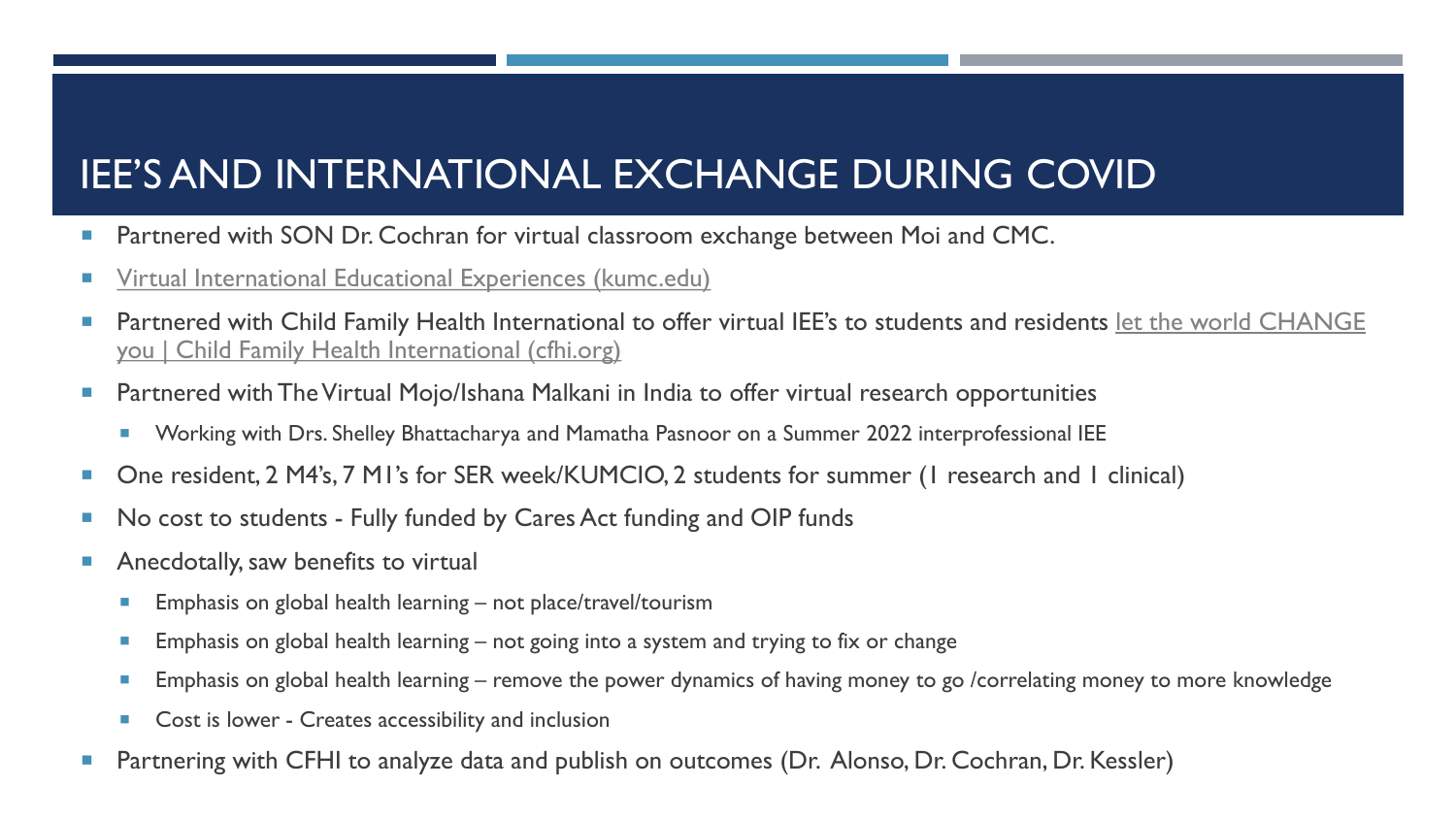# IEE'S AND INTERNATIONAL EXCHANGE DURING COVID

- Partnered with SON Dr. Cochran for virtual classroom exchange between Moi and CMC.
- Virtual International Educational Experiences (kumc.edu)
- Partnered with Child Family Health International to offer virtual IEE's to students and residents let the world CHANGE you | Child Family Health International (cfhi.org)
- Partnered with The Virtual Mojo/Ishana Malkani in India to offer virtual research opportunities
  - Working with Drs. Shelley Bhattacharya and Mamatha Pasnoor on a Summer 2022 interprofessional IEE
- One resident, 2 M4's, 7 M1's for SER week/KUMCIO, 2 students for summer (1 research and 1 clinical)
- No cost to students - Fully funded by Cares Act funding and OIP funds
- Anecdotally, saw benefits to virtual
  - Emphasis on global health learning – not place/travel/tourism
  - Emphasis on global health learning – not going into a system and trying to fix or change
  - Emphasis on global health learning – remove the power dynamics of having money to go /correlating money to more knowledge
  - Cost is lower - Creates accessibility and inclusion
- Partnering with CFHI to analyze data and publish on outcomes (Dr. Alonso, Dr. Cochran, Dr. Kessler)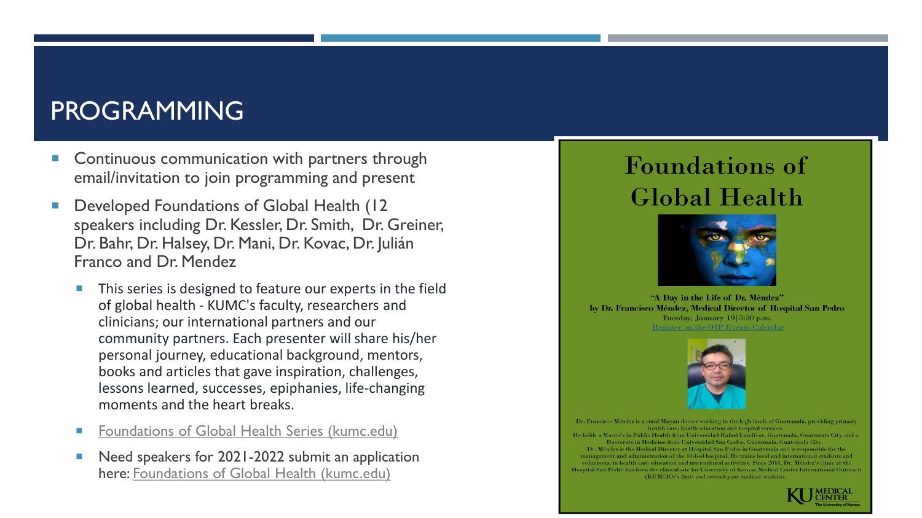# PROGRAMMING

- Continuous communication with partners through email/invitation to join programming and present
- Developed Foundations of Global Health (12 speakers including Dr. Kessler, Dr. Smith, Dr. Greiner, Dr. Bahr, Dr. Halsey, Dr. Mani, Dr. Kovac, Dr. Julián Franco and Dr. Mendez
  - This series is designed to feature our experts in the field of global health - KUMC's faculty, researchers and clinicians; our international partners and our community partners. Each presenter will share his/her personal journey, educational background, mentors, books and articles that gave inspiration, challenges, lessons learned, successes, epiphanies, life-changing moments and the heart breaks.
  - Foundations of Global Health Series (kumc.edu)
  - Need speakers for 2021-2022 submit an application here: Foundations of Global Health (kumc.edu)

## Foundations of Global Health

**"A Day in the Life of Dr. Méndez"**
**by Dr. Francisco Méndez, Medical Director of Hospital San Pedro**
Tuesday, January 19 | 5:30 p.m.
Register on the OIP Events Calendar

Dr. Francisco Méndez is a rural Mayan doctor working in the high lands of Guatemala, providing primary health care, health education and hospital services.
He holds a Master's in Public Health from Universidad Rafael Landivar, Guatemala, Guatemala City and a Doctorate in Medicine from Universidad San Carlos, Guatemala, Guatemala City.
Dr. Méndez is the Medical Director at Hospital San Pedro in Guatemala and is responsible for the management and administration of the 10-bed hospital. He trains local and international students and volunteers, in health care education and intercultural activities. Since 2018, Dr. Méndez's clinic at the Hospital San Pedro has been the clinical site for University of Kansas Medical Center International Outreach (KUMCIO)'s first- and second-year medical students.

KU MEDICAL CENTER
The University of Kansas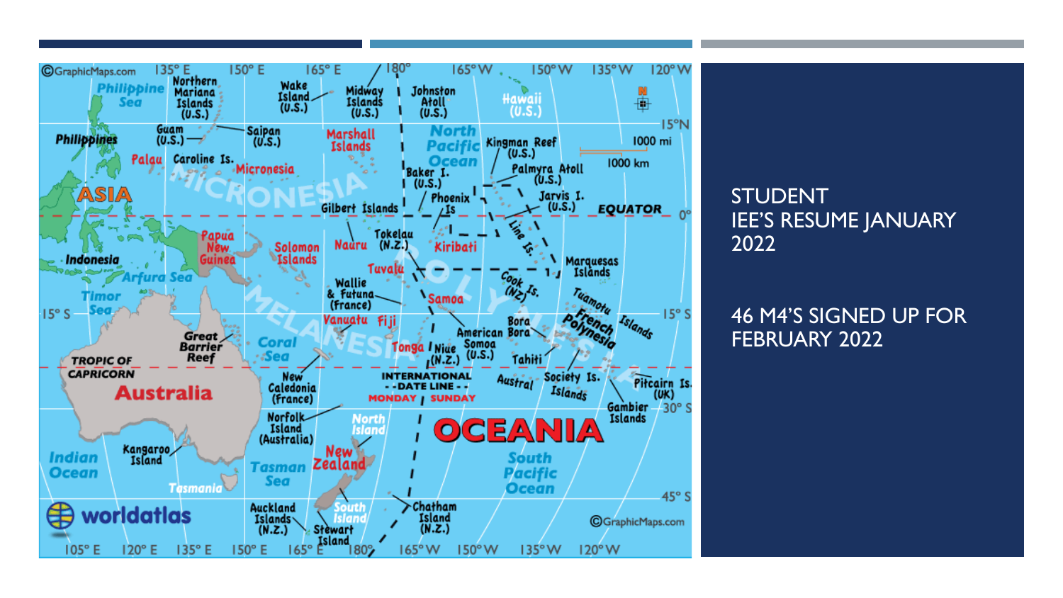STUDENT IEE'S RESUME JANUARY 2022

46 M4'S SIGNED UP FOR FEBRUARY 2022